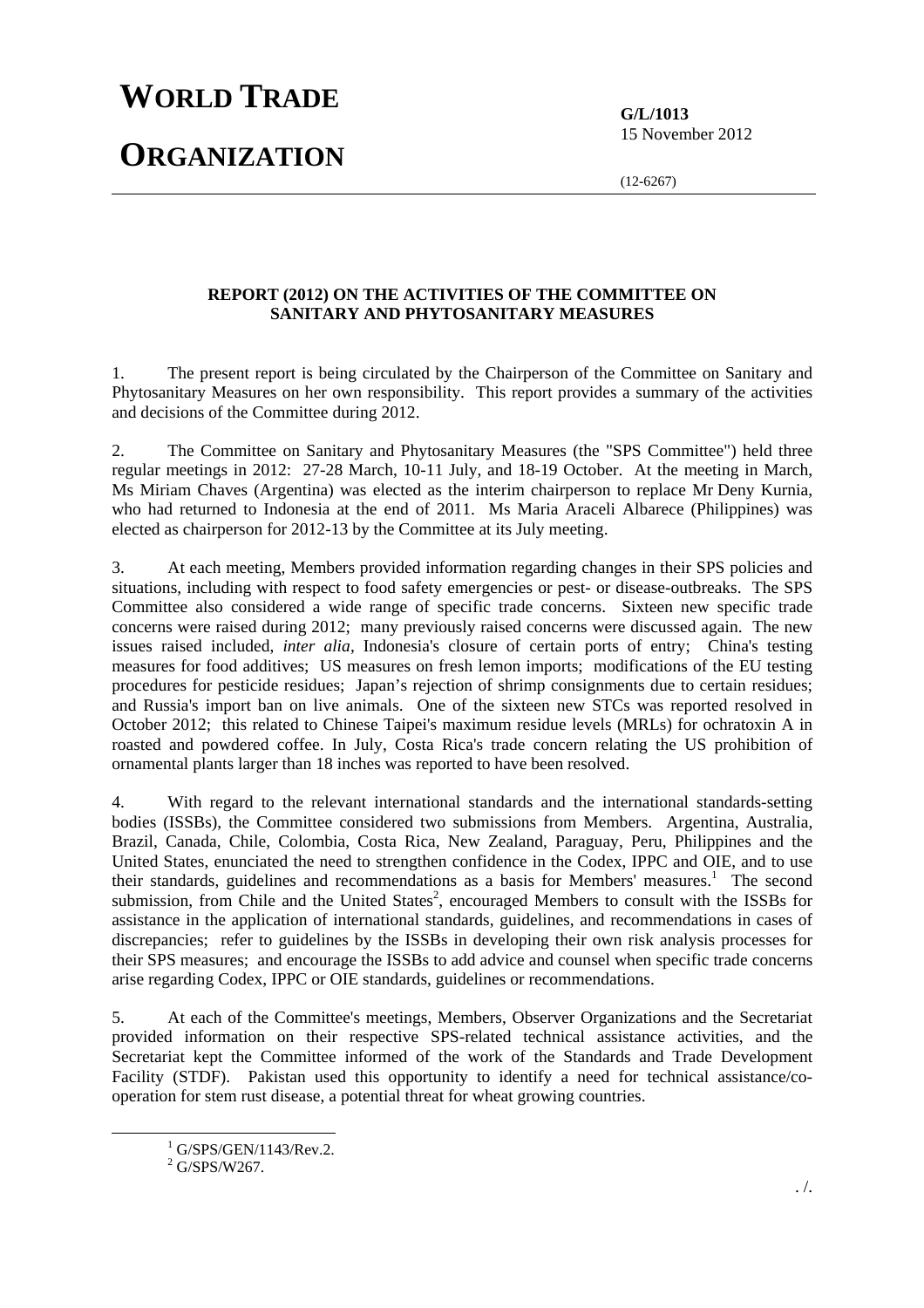# WORLD TRADE ORGANIZATION

**G/L/1013**
15 November 2012

(12-6267)

**REPORT (2012) ON THE ACTIVITIES OF THE COMMITTEE ON SANITARY AND PHYTOSANITARY MEASURES**

1. The present report is being circulated by the Chairperson of the Committee on Sanitary and Phytosanitary Measures on her own responsibility. This report provides a summary of the activities and decisions of the Committee during 2012.

2. The Committee on Sanitary and Phytosanitary Measures (the "SPS Committee") held three regular meetings in 2012: 27-28 March, 10-11 July, and 18-19 October. At the meeting in March, Ms Miriam Chaves (Argentina) was elected as the interim chairperson to replace Mr Deny Kurnia, who had returned to Indonesia at the end of 2011. Ms Maria Araceli Albarece (Philippines) was elected as chairperson for 2012-13 by the Committee at its July meeting.

3. At each meeting, Members provided information regarding changes in their SPS policies and situations, including with respect to food safety emergencies or pest- or disease-outbreaks. The SPS Committee also considered a wide range of specific trade concerns. Sixteen new specific trade concerns were raised during 2012; many previously raised concerns were discussed again. The new issues raised included, *inter alia*, Indonesia's closure of certain ports of entry; China's testing measures for food additives; US measures on fresh lemon imports; modifications of the EU testing procedures for pesticide residues; Japan's rejection of shrimp consignments due to certain residues; and Russia's import ban on live animals. One of the sixteen new STCs was reported resolved in October 2012; this related to Chinese Taipei's maximum residue levels (MRLs) for ochratoxin A in roasted and powdered coffee. In July, Costa Rica's trade concern relating the US prohibition of ornamental plants larger than 18 inches was reported to have been resolved.

4. With regard to the relevant international standards and the international standards-setting bodies (ISSBs), the Committee considered two submissions from Members. Argentina, Australia, Brazil, Canada, Chile, Colombia, Costa Rica, New Zealand, Paraguay, Peru, Philippines and the United States, enunciated the need to strengthen confidence in the Codex, IPPC and OIE, and to use their standards, guidelines and recommendations as a basis for Members' measures.[1] The second submission, from Chile and the United States[2], encouraged Members to consult with the ISSBs for assistance in the application of international standards, guidelines, and recommendations in cases of discrepancies; refer to guidelines by the ISSBs in developing their own risk analysis processes for their SPS measures; and encourage the ISSBs to add advice and counsel when specific trade concerns arise regarding Codex, IPPC or OIE standards, guidelines or recommendations.

5. At each of the Committee's meetings, Members, Observer Organizations and the Secretariat provided information on their respective SPS-related technical assistance activities, and the Secretariat kept the Committee informed of the work of the Standards and Trade Development Facility (STDF). Pakistan used this opportunity to identify a need for technical assistance/co-operation for stem rust disease, a potential threat for wheat growing countries.

[1] G/SPS/GEN/1143/Rev.2.
[2] G/SPS/W267.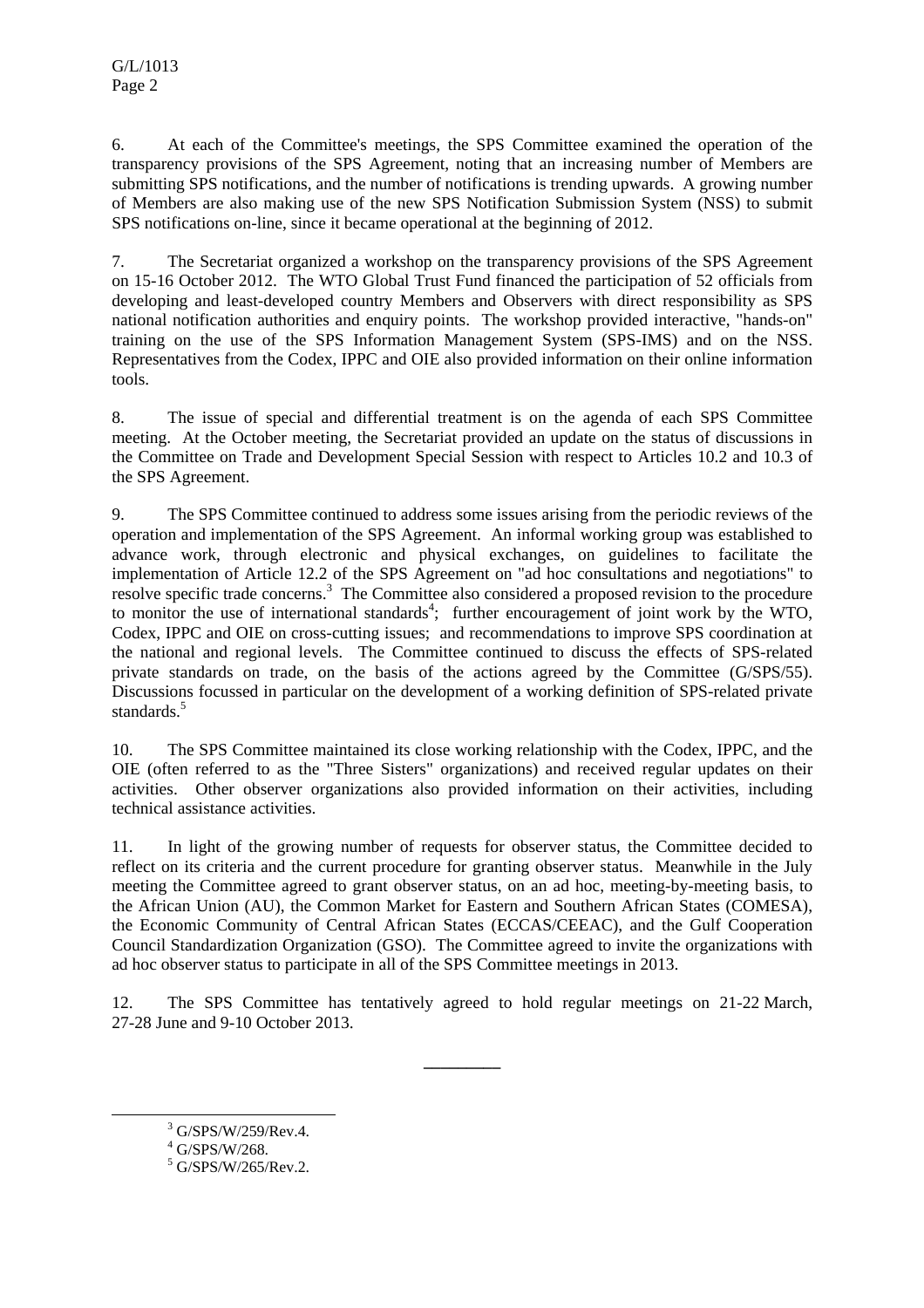6. At each of the Committee's meetings, the SPS Committee examined the operation of the transparency provisions of the SPS Agreement, noting that an increasing number of Members are submitting SPS notifications, and the number of notifications is trending upwards. A growing number of Members are also making use of the new SPS Notification Submission System (NSS) to submit SPS notifications on-line, since it became operational at the beginning of 2012.

7. The Secretariat organized a workshop on the transparency provisions of the SPS Agreement on 15-16 October 2012. The WTO Global Trust Fund financed the participation of 52 officials from developing and least-developed country Members and Observers with direct responsibility as SPS national notification authorities and enquiry points. The workshop provided interactive, "hands-on" training on the use of the SPS Information Management System (SPS-IMS) and on the NSS. Representatives from the Codex, IPPC and OIE also provided information on their online information tools.

8. The issue of special and differential treatment is on the agenda of each SPS Committee meeting. At the October meeting, the Secretariat provided an update on the status of discussions in the Committee on Trade and Development Special Session with respect to Articles 10.2 and 10.3 of the SPS Agreement.

9. The SPS Committee continued to address some issues arising from the periodic reviews of the operation and implementation of the SPS Agreement. An informal working group was established to advance work, through electronic and physical exchanges, on guidelines to facilitate the implementation of Article 12.2 of the SPS Agreement on "ad hoc consultations and negotiations" to resolve specific trade concerns.[3] The Committee also considered a proposed revision to the procedure to monitor the use of international standards[4]; further encouragement of joint work by the WTO, Codex, IPPC and OIE on cross-cutting issues; and recommendations to improve SPS coordination at the national and regional levels. The Committee continued to discuss the effects of SPS-related private standards on trade, on the basis of the actions agreed by the Committee (G/SPS/55). Discussions focussed in particular on the development of a working definition of SPS-related private standards.[5]

10. The SPS Committee maintained its close working relationship with the Codex, IPPC, and the OIE (often referred to as the "Three Sisters" organizations) and received regular updates on their activities. Other observer organizations also provided information on their activities, including technical assistance activities.

11. In light of the growing number of requests for observer status, the Committee decided to reflect on its criteria and the current procedure for granting observer status. Meanwhile in the July meeting the Committee agreed to grant observer status, on an ad hoc, meeting-by-meeting basis, to the African Union (AU), the Common Market for Eastern and Southern African States (COMESA), the Economic Community of Central African States (ECCAS/CEEAC), and the Gulf Cooperation Council Standardization Organization (GSO). The Committee agreed to invite the organizations with ad hoc observer status to participate in all of the SPS Committee meetings in 2013.

12. The SPS Committee has tentatively agreed to hold regular meetings on 21-22 March, 27-28 June and 9-10 October 2013.

__________

[3] G/SPS/W/259/Rev.4.

[4] G/SPS/W/268.

[5] G/SPS/W/265/Rev.2.